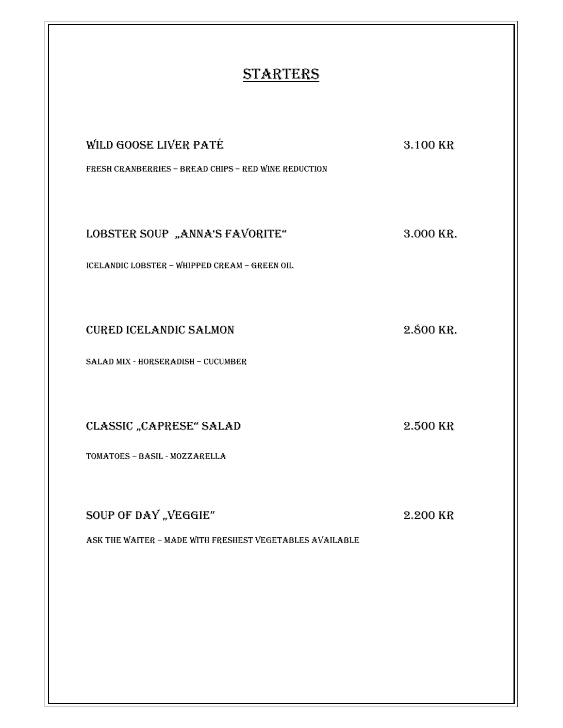# STARTERS

## WILD GOOSE LIVER PATÉ — 3.100 KR

FRESH CRANBERRIES – BREAD CHIPS – RED WINE REDUCTION

## LOBSTER SOUP „ANNA'S FAVORITE" — 3.000 KR.

ICELANDIC LOBSTER – WHIPPED CREAM – GREEN OIL

## CURED ICELANDIC SALMON — 2.800 KR.

SALAD MIX - HORSERADISH – CUCUMBER

## CLASSIC „CAPRESE" SALAD — 2.500 KR

TOMATOES – BASIL - MOZZARELLA

## SOUP OF DAY „VEGGIE" — 2.200 KR

ASK THE WAITER – MADE WITH FRESHEST VEGETABLES AVAILABLE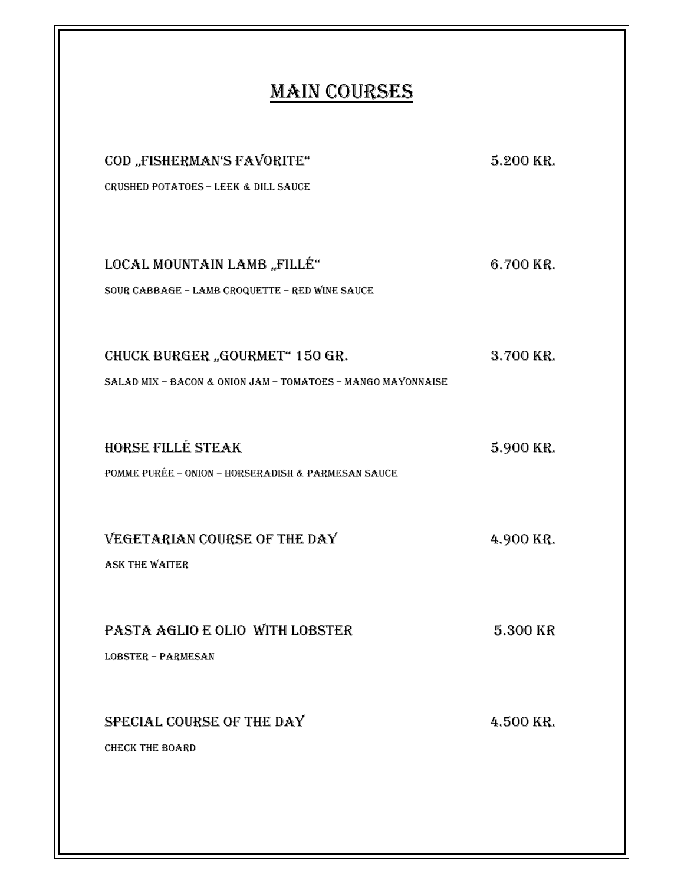# MAIN COURSES

**COD „FISHERMAN'S FAVORITE"** — 5.200 KR.

CRUSHED POTATOES – LEEK & DILL SAUCE

**LOCAL MOUNTAIN LAMB „FILLÉ"** — 6.700 KR.

SOUR CABBAGE – LAMB CROQUETTE – RED WINE SAUCE

**CHUCK BURGER „GOURMET" 150 GR.** — 3.700 KR.

SALAD MIX – BACON & ONION JAM – TOMATOES – MANGO MAYONNAISE

**HORSE FILLÉ STEAK** — 5.900 KR.

POMME PURÉE – ONION – HORSERADISH & PARMESAN SAUCE

**VEGETARIAN COURSE OF THE DAY** — 4.900 KR.

ASK THE WAITER

**PASTA AGLIO E OLIO WITH LOBSTER** — 5.300 KR

LOBSTER – PARMESAN

**SPECIAL COURSE OF THE DAY** — 4.500 KR.

CHECK THE BOARD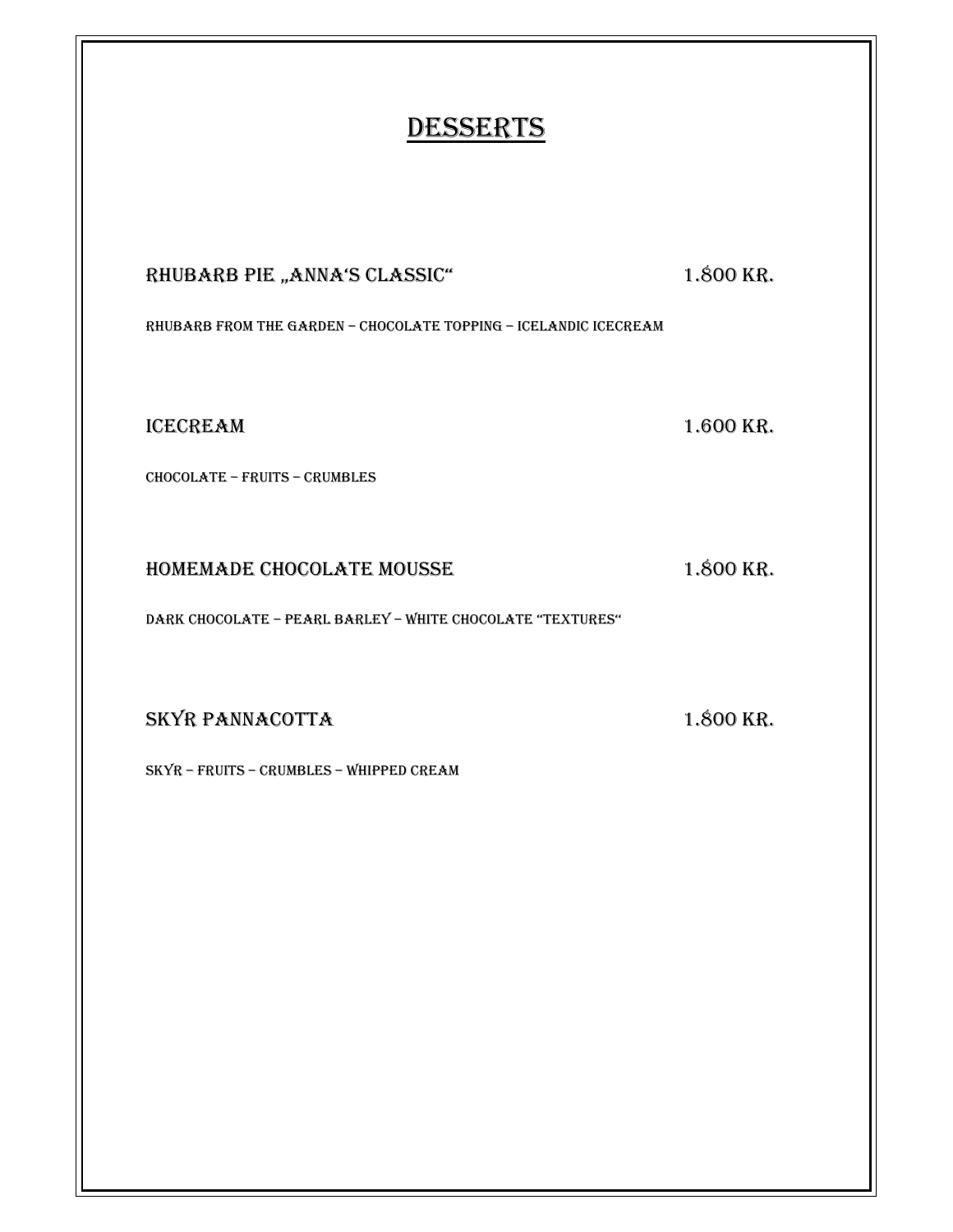# DESSERTS

**RHUBARB PIE „ANNA'S CLASSIC"** 1.800 KR.

RHUBARB FROM THE GARDEN – CHOCOLATE TOPPING – ICELANDIC ICECREAM

**ICECREAM** 1.600 KR.

CHOCOLATE – FRUITS – CRUMBLES

**HOMEMADE CHOCOLATE MOUSSE** 1.800 KR.

DARK CHOCOLATE – PEARL BARLEY – WHITE CHOCOLATE "TEXTURES"

**SKYR PANNACOTTA** 1.800 KR.

SKYR – FRUITS – CRUMBLES – WHIPPED CREAM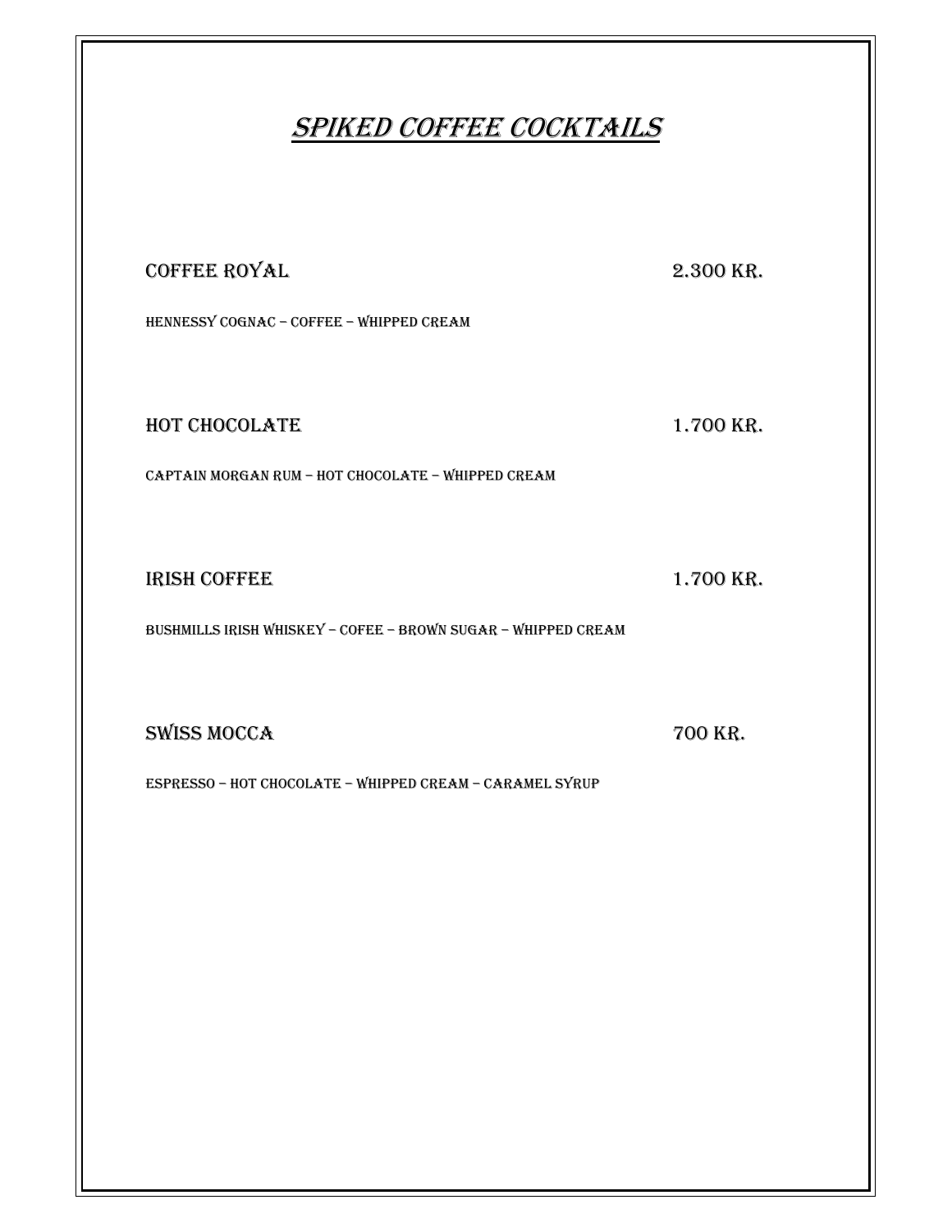# *Spiked Coffee Cocktails*

**Coffee Royal** 2.300 kr.

Hennessy cognac – coffee – whipped cream

**Hot Chocolate** 1.700 kr.

Captain Morgan rum – hot chocolate – whipped cream

**Irish Coffee** 1.700 kr.

Bushmills Irish whiskey – cofee – brown sugar – whipped cream

**Swiss Mocca** 700 kr.

Espresso – hot chocolate – whipped cream – caramel syrup